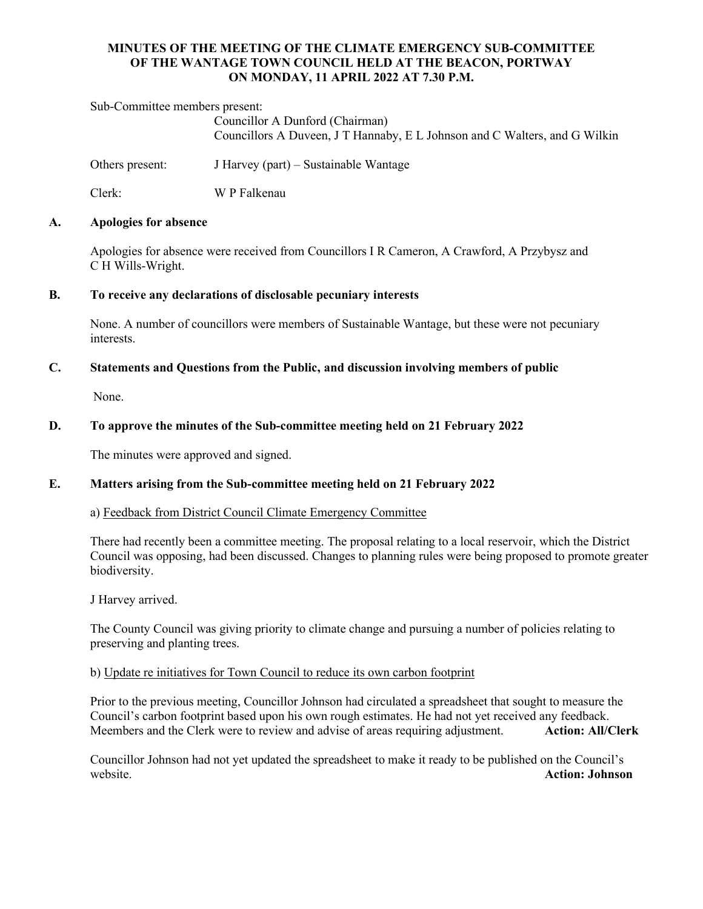# MINUTES OF THE MEETING OF THE CLIMATE EMERGENCY SUB-COMMITTEE OF THE WANTAGE TOWN COUNCIL HELD AT THE BEACON, PORTWAY ON MONDAY, 11 APRIL 2022 AT 7.30 P.M.

Sub-Committee members present:

Councillor A Dunford (Chairman)
Councillors A Duveen, J T Hannaby, E L Johnson and C Walters, and G Wilkin

Others present: J Harvey (part) – Sustainable Wantage

Clerk: W P Falkenau

## A. Apologies for absence

Apologies for absence were received from Councillors I R Cameron, A Crawford, A Przybysz and C H Wills-Wright.

## B. To receive any declarations of disclosable pecuniary interests

None. A number of councillors were members of Sustainable Wantage, but these were not pecuniary interests.

## C. Statements and Questions from the Public, and discussion involving members of public

None.

## D. To approve the minutes of the Sub-committee meeting held on 21 February 2022

The minutes were approved and signed.

## E. Matters arising from the Sub-committee meeting held on 21 February 2022

a) Feedback from District Council Climate Emergency Committee

There had recently been a committee meeting. The proposal relating to a local reservoir, which the District Council was opposing, had been discussed. Changes to planning rules were being proposed to promote greater biodiversity.

J Harvey arrived.

The County Council was giving priority to climate change and pursuing a number of policies relating to preserving and planting trees.

b) Update re initiatives for Town Council to reduce its own carbon footprint

Prior to the previous meeting, Councillor Johnson had circulated a spreadsheet that sought to measure the Council's carbon footprint based upon his own rough estimates. He had not yet received any feedback. Meembers and the Clerk were to review and advise of areas requiring adjustment. **Action: All/Clerk**

Councillor Johnson had not yet updated the spreadsheet to make it ready to be published on the Council's website. **Action: Johnson**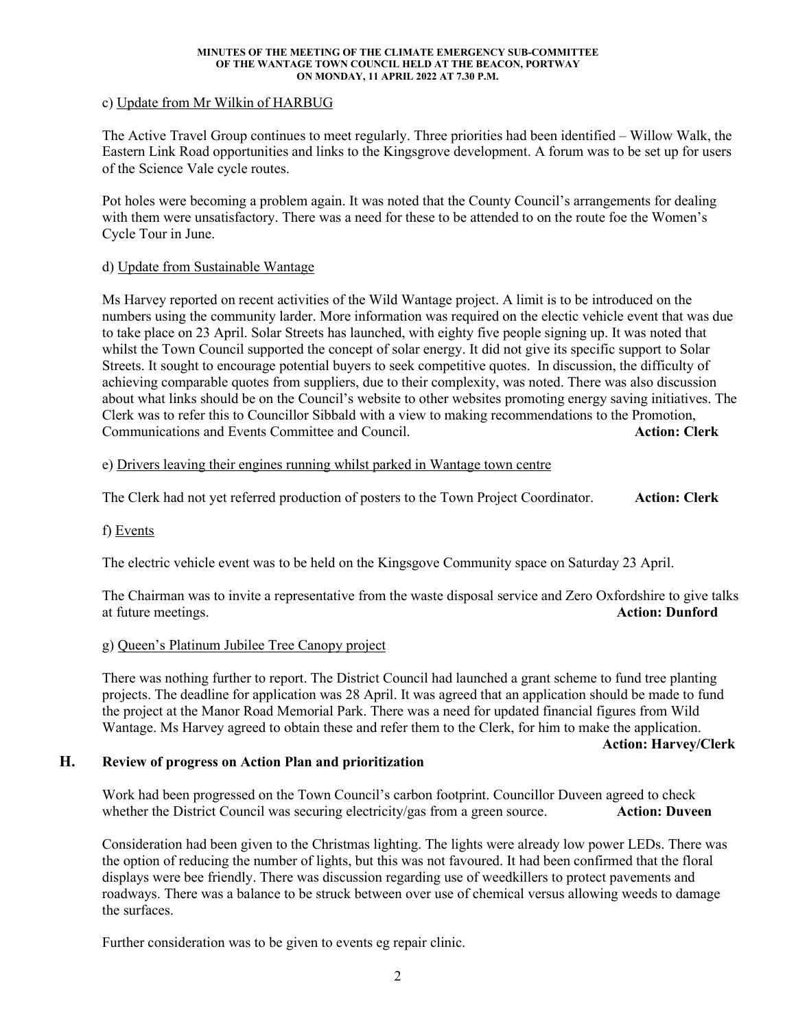c) Update from Mr Wilkin of HARBUG

The Active Travel Group continues to meet regularly. Three priorities had been identified – Willow Walk, the Eastern Link Road opportunities and links to the Kingsgrove development. A forum was to be set up for users of the Science Vale cycle routes.

Pot holes were becoming a problem again. It was noted that the County Council's arrangements for dealing with them were unsatisfactory. There was a need for these to be attended to on the route foe the Women's Cycle Tour in June.

d) Update from Sustainable Wantage

Ms Harvey reported on recent activities of the Wild Wantage project. A limit is to be introduced on the numbers using the community larder. More information was required on the electic vehicle event that was due to take place on 23 April. Solar Streets has launched, with eighty five people signing up. It was noted that whilst the Town Council supported the concept of solar energy. It did not give its specific support to Solar Streets. It sought to encourage potential buyers to seek competitive quotes. In discussion, the difficulty of achieving comparable quotes from suppliers, due to their complexity, was noted. There was also discussion about what links should be on the Council's website to other websites promoting energy saving initiatives. The Clerk was to refer this to Councillor Sibbald with a view to making recommendations to the Promotion, Communications and Events Committee and Council. **Action: Clerk**

e) Drivers leaving their engines running whilst parked in Wantage town centre

The Clerk had not yet referred production of posters to the Town Project Coordinator. **Action: Clerk**

f) Events

The electric vehicle event was to be held on the Kingsgove Community space on Saturday 23 April.

The Chairman was to invite a representative from the waste disposal service and Zero Oxfordshire to give talks at future meetings. **Action: Dunford**

g) Queen's Platinum Jubilee Tree Canopy project

There was nothing further to report. The District Council had launched a grant scheme to fund tree planting projects. The deadline for application was 28 April. It was agreed that an application should be made to fund the project at the Manor Road Memorial Park. There was a need for updated financial figures from Wild Wantage. Ms Harvey agreed to obtain these and refer them to the Clerk, for him to make the application. **Action: Harvey/Clerk**

## H. Review of progress on Action Plan and prioritization

Work had been progressed on the Town Council's carbon footprint. Councillor Duveen agreed to check whether the District Council was securing electricity/gas from a green source. **Action: Duveen**

Consideration had been given to the Christmas lighting. The lights were already low power LEDs. There was the option of reducing the number of lights, but this was not favoured. It had been confirmed that the floral displays were bee friendly. There was discussion regarding use of weedkillers to protect pavements and roadways. There was a balance to be struck between over use of chemical versus allowing weeds to damage the surfaces.

Further consideration was to be given to events eg repair clinic.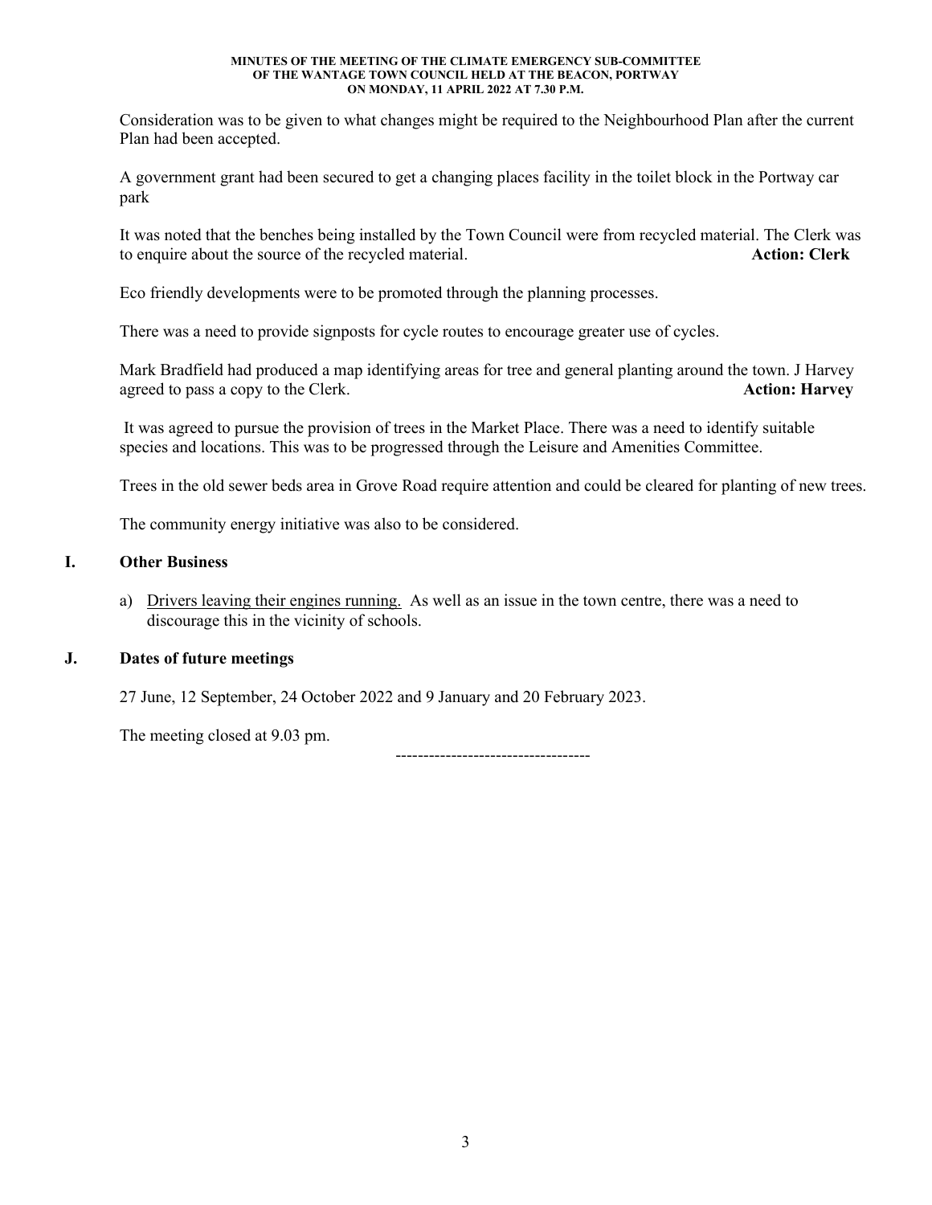Consideration was to be given to what changes might be required to the Neighbourhood Plan after the current Plan had been accepted.

A government grant had been secured to get a changing places facility in the toilet block in the Portway car park

It was noted that the benches being installed by the Town Council were from recycled material. The Clerk was to enquire about the source of the recycled material. **Action: Clerk**

Eco friendly developments were to be promoted through the planning processes.

There was a need to provide signposts for cycle routes to encourage greater use of cycles.

Mark Bradfield had produced a map identifying areas for tree and general planting around the town. J Harvey agreed to pass a copy to the Clerk. **Action: Harvey**

It was agreed to pursue the provision of trees in the Market Place. There was a need to identify suitable species and locations. This was to be progressed through the Leisure and Amenities Committee.

Trees in the old sewer beds area in Grove Road require attention and could be cleared for planting of new trees.

The community energy initiative was also to be considered.

## I. Other Business

a) Drivers leaving their engines running. As well as an issue in the town centre, there was a need to discourage this in the vicinity of schools.

## J. Dates of future meetings

27 June, 12 September, 24 October 2022 and 9 January and 20 February 2023.

The meeting closed at 9.03 pm.

-----------------------------------